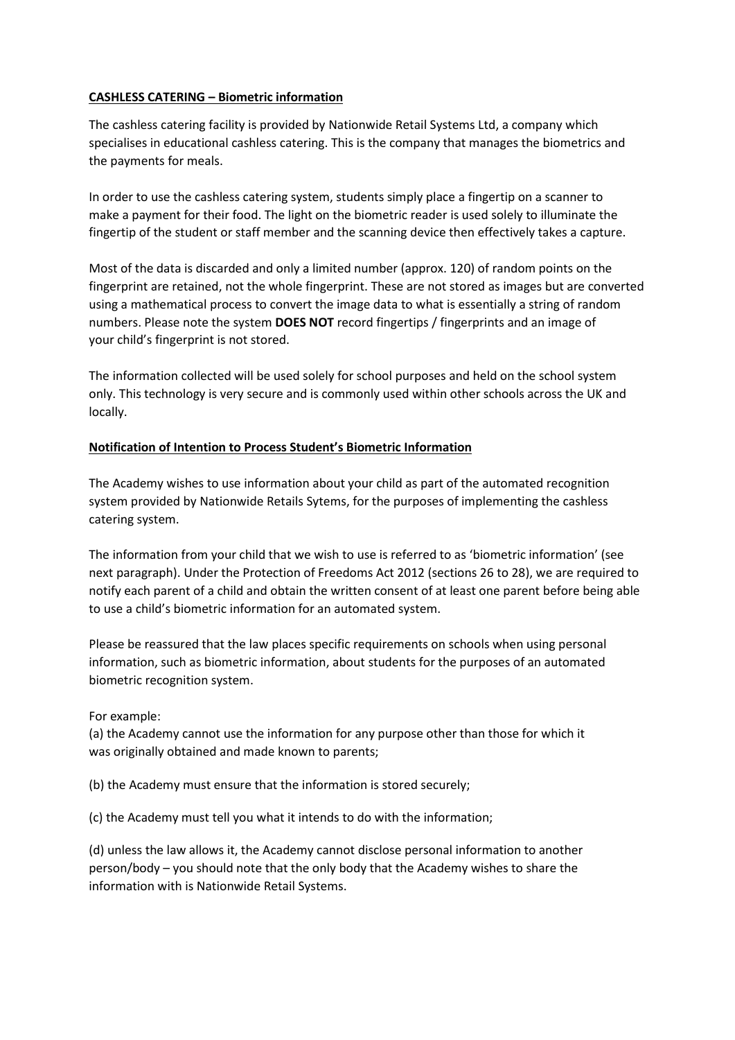**CASHLESS CATERING – Biometric information**

The cashless catering facility is provided by Nationwide Retail Systems Ltd, a company which specialises in educational cashless catering. This is the company that manages the biometrics and the payments for meals.

In order to use the cashless catering system, students simply place a fingertip on a scanner to make a payment for their food. The light on the biometric reader is used solely to illuminate the fingertip of the student or staff member and the scanning device then effectively takes a capture.

Most of the data is discarded and only a limited number (approx. 120) of random points on the fingerprint are retained, not the whole fingerprint. These are not stored as images but are converted using a mathematical process to convert the image data to what is essentially a string of random numbers. Please note the system **DOES NOT** record fingertips / fingerprints and an image of your child's fingerprint is not stored.

The information collected will be used solely for school purposes and held on the school system only. This technology is very secure and is commonly used within other schools across the UK and locally.

**Notification of Intention to Process Student's Biometric Information**

The Academy wishes to use information about your child as part of the automated recognition system provided by Nationwide Retails Sytems, for the purposes of implementing the cashless catering system.

The information from your child that we wish to use is referred to as 'biometric information' (see next paragraph). Under the Protection of Freedoms Act 2012 (sections 26 to 28), we are required to notify each parent of a child and obtain the written consent of at least one parent before being able to use a child's biometric information for an automated system.

Please be reassured that the law places specific requirements on schools when using personal information, such as biometric information, about students for the purposes of an automated biometric recognition system.

For example:

(a) the Academy cannot use the information for any purpose other than those for which it was originally obtained and made known to parents;

(b) the Academy must ensure that the information is stored securely;

(c) the Academy must tell you what it intends to do with the information;

(d) unless the law allows it, the Academy cannot disclose personal information to another person/body – you should note that the only body that the Academy wishes to share the information with is Nationwide Retail Systems.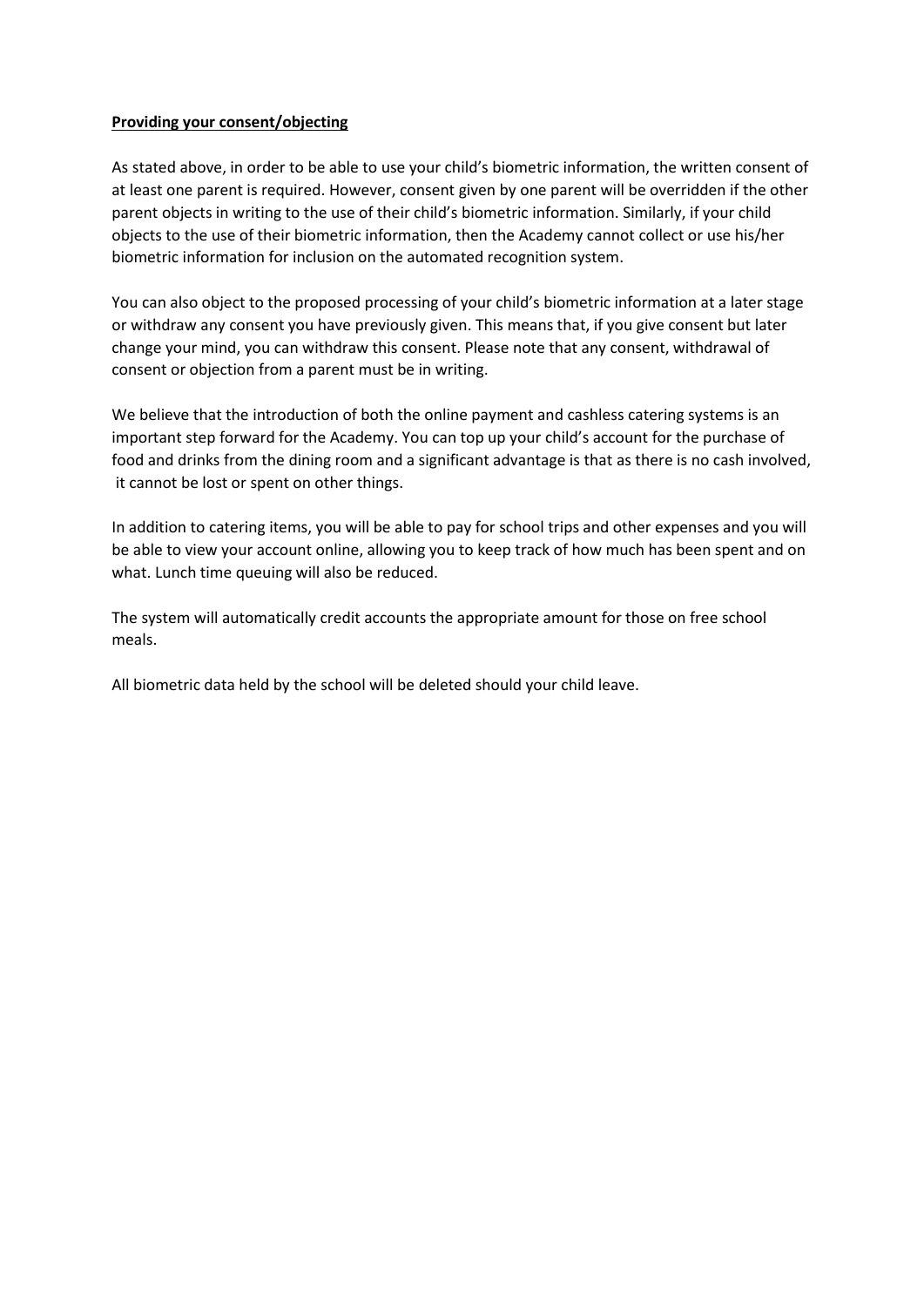**Providing your consent/objecting**

As stated above, in order to be able to use your child's biometric information, the written consent of at least one parent is required. However, consent given by one parent will be overridden if the other parent objects in writing to the use of their child's biometric information. Similarly, if your child objects to the use of their biometric information, then the Academy cannot collect or use his/her biometric information for inclusion on the automated recognition system.

You can also object to the proposed processing of your child's biometric information at a later stage or withdraw any consent you have previously given. This means that, if you give consent but later change your mind, you can withdraw this consent. Please note that any consent, withdrawal of consent or objection from a parent must be in writing.

We believe that the introduction of both the online payment and cashless catering systems is an important step forward for the Academy. You can top up your child's account for the purchase of food and drinks from the dining room and a significant advantage is that as there is no cash involved, it cannot be lost or spent on other things.

In addition to catering items, you will be able to pay for school trips and other expenses and you will be able to view your account online, allowing you to keep track of how much has been spent and on what. Lunch time queuing will also be reduced.

The system will automatically credit accounts the appropriate amount for those on free school meals.

All biometric data held by the school will be deleted should your child leave.